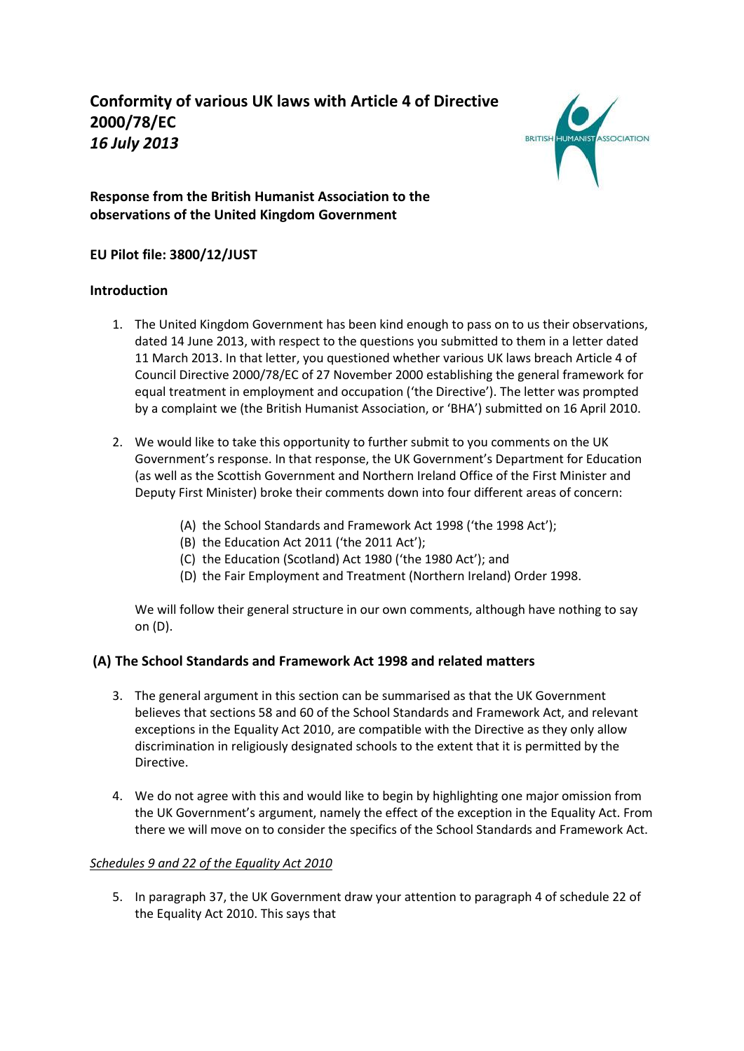# Conformity of various UK laws with Article 4 of Directive 2000/78/EC
## *16 July 2013*

**Response from the British Humanist Association to the observations of the United Kingdom Government**

**EU Pilot file: 3800/12/JUST**

### Introduction

1. The United Kingdom Government has been kind enough to pass on to us their observations, dated 14 June 2013, with respect to the questions you submitted to them in a letter dated 11 March 2013. In that letter, you questioned whether various UK laws breach Article 4 of Council Directive 2000/78/EC of 27 November 2000 establishing the general framework for equal treatment in employment and occupation ('the Directive'). The letter was prompted by a complaint we (the British Humanist Association, or 'BHA') submitted on 16 April 2010.

2. We would like to take this opportunity to further submit to you comments on the UK Government's response. In that response, the UK Government's Department for Education (as well as the Scottish Government and Northern Ireland Office of the First Minister and Deputy First Minister) broke their comments down into four different areas of concern:

   (A) the School Standards and Framework Act 1998 ('the 1998 Act');
   (B) the Education Act 2011 ('the 2011 Act');
   (C) the Education (Scotland) Act 1980 ('the 1980 Act'); and
   (D) the Fair Employment and Treatment (Northern Ireland) Order 1998.

   We will follow their general structure in our own comments, although have nothing to say on (D).

### (A) The School Standards and Framework Act 1998 and related matters

3. The general argument in this section can be summarised as that the UK Government believes that sections 58 and 60 of the School Standards and Framework Act, and relevant exceptions in the Equality Act 2010, are compatible with the Directive as they only allow discrimination in religiously designated schools to the extent that it is permitted by the Directive.

4. We do not agree with this and would like to begin by highlighting one major omission from the UK Government's argument, namely the effect of the exception in the Equality Act. From there we will move on to consider the specifics of the School Standards and Framework Act.

#### *Schedules 9 and 22 of the Equality Act 2010*

5. In paragraph 37, the UK Government draw your attention to paragraph 4 of schedule 22 of the Equality Act 2010. This says that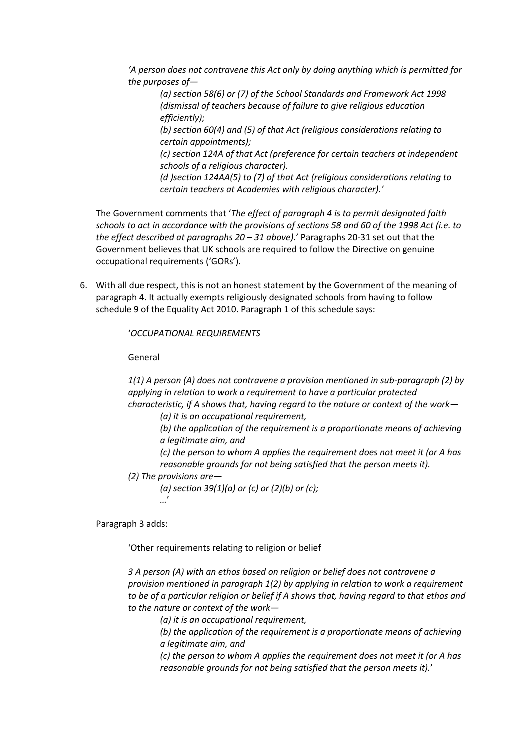> *'A person does not contravene this Act only by doing anything which is permitted for the purposes of—*
>
> > *(a) section 58(6) or (7) of the School Standards and Framework Act 1998 (dismissal of teachers because of failure to give religious education efficiently);*
> >
> > *(b) section 60(4) and (5) of that Act (religious considerations relating to certain appointments);*
> >
> > *(c) section 124A of that Act (preference for certain teachers at independent schools of a religious character).*
> >
> > *(d )section 124AA(5) to (7) of that Act (religious considerations relating to certain teachers at Academies with religious character).'*

The Government comments that '*The effect of paragraph 4 is to permit designated faith schools to act in accordance with the provisions of sections 58 and 60 of the 1998 Act (i.e. to the effect described at paragraphs 20 – 31 above).*' Paragraphs 20-31 set out that the Government believes that UK schools are required to follow the Directive on genuine occupational requirements ('GORs').

6. With all due respect, this is not an honest statement by the Government of the meaning of paragraph 4. It actually exempts religiously designated schools from having to follow schedule 9 of the Equality Act 2010. Paragraph 1 of this schedule says:

> '*OCCUPATIONAL REQUIREMENTS*
>
> General
>
> *1(1) A person (A) does not contravene a provision mentioned in sub-paragraph (2) by applying in relation to work a requirement to have a particular protected characteristic, if A shows that, having regard to the nature or context of the work—*
>
> > *(a) it is an occupational requirement,*
> >
> > *(b) the application of the requirement is a proportionate means of achieving a legitimate aim, and*
> >
> > *(c) the person to whom A applies the requirement does not meet it (or A has reasonable grounds for not being satisfied that the person meets it).*
>
> *(2) The provisions are—*
>
> > *(a) section 39(1)(a) or (c) or (2)(b) or (c);*
> >
> > *…'*

Paragraph 3 adds:

> 'Other requirements relating to religion or belief
>
> *3 A person (A) with an ethos based on religion or belief does not contravene a provision mentioned in paragraph 1(2) by applying in relation to work a requirement to be of a particular religion or belief if A shows that, having regard to that ethos and to the nature or context of the work—*
>
> > *(a) it is an occupational requirement,*
> >
> > *(b) the application of the requirement is a proportionate means of achieving a legitimate aim, and*
> >
> > *(c) the person to whom A applies the requirement does not meet it (or A has reasonable grounds for not being satisfied that the person meets it).*'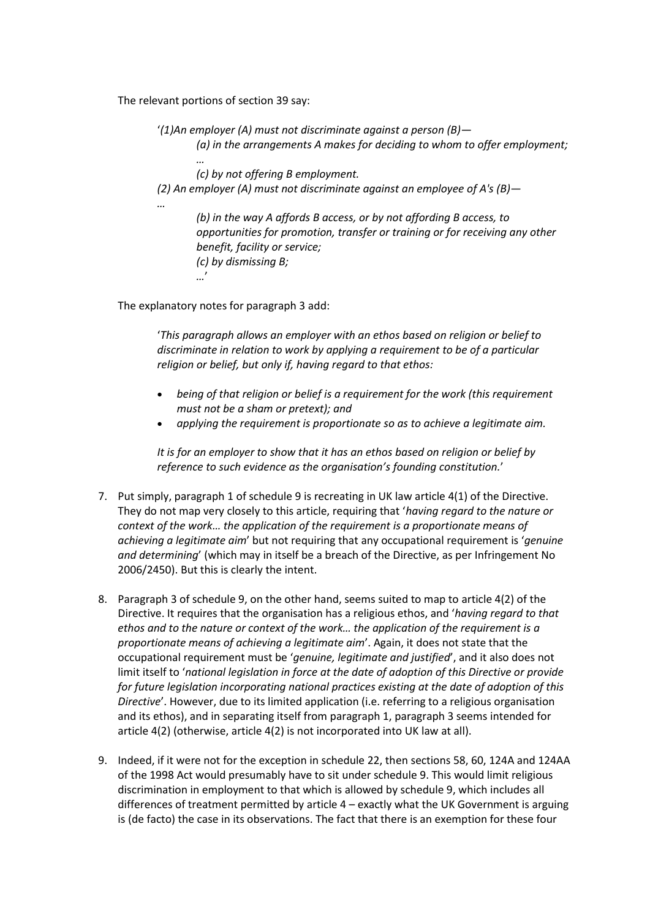The relevant portions of section 39 say:

> '*(1)An employer (A) must not discriminate against a person (B)—*
>
> > *(a) in the arrangements A makes for deciding to whom to offer employment;*
> >
> > *…*
> >
> > *(c) by not offering B employment.*
>
> *(2) An employer (A) must not discriminate against an employee of A's (B)—*
>
> *…*
>
> > *(b) in the way A affords B access, or by not affording B access, to opportunities for promotion, transfer or training or for receiving any other benefit, facility or service;*
> >
> > *(c) by dismissing B;*
> >
> > *…*'

The explanatory notes for paragraph 3 add:

> '*This paragraph allows an employer with an ethos based on religion or belief to discriminate in relation to work by applying a requirement to be of a particular religion or belief, but only if, having regard to that ethos:*
>
> - *being of that religion or belief is a requirement for the work (this requirement must not be a sham or pretext); and*
> - *applying the requirement is proportionate so as to achieve a legitimate aim.*
>
> *It is for an employer to show that it has an ethos based on religion or belief by reference to such evidence as the organisation's founding constitution.*'

7. Put simply, paragraph 1 of schedule 9 is recreating in UK law article 4(1) of the Directive. They do not map very closely to this article, requiring that '*having regard to the nature or context of the work… the application of the requirement is a proportionate means of achieving a legitimate aim*' but not requiring that any occupational requirement is '*genuine and determining*' (which may in itself be a breach of the Directive, as per Infringement No 2006/2450). But this is clearly the intent.

8. Paragraph 3 of schedule 9, on the other hand, seems suited to map to article 4(2) of the Directive. It requires that the organisation has a religious ethos, and '*having regard to that ethos and to the nature or context of the work… the application of the requirement is a proportionate means of achieving a legitimate aim*'. Again, it does not state that the occupational requirement must be '*genuine, legitimate and justified*', and it also does not limit itself to '*national legislation in force at the date of adoption of this Directive or provide for future legislation incorporating national practices existing at the date of adoption of this Directive*'. However, due to its limited application (i.e. referring to a religious organisation and its ethos), and in separating itself from paragraph 1, paragraph 3 seems intended for article 4(2) (otherwise, article 4(2) is not incorporated into UK law at all).

9. Indeed, if it were not for the exception in schedule 22, then sections 58, 60, 124A and 124AA of the 1998 Act would presumably have to sit under schedule 9. This would limit religious discrimination in employment to that which is allowed by schedule 9, which includes all differences of treatment permitted by article 4 – exactly what the UK Government is arguing is (de facto) the case in its observations. The fact that there is an exemption for these four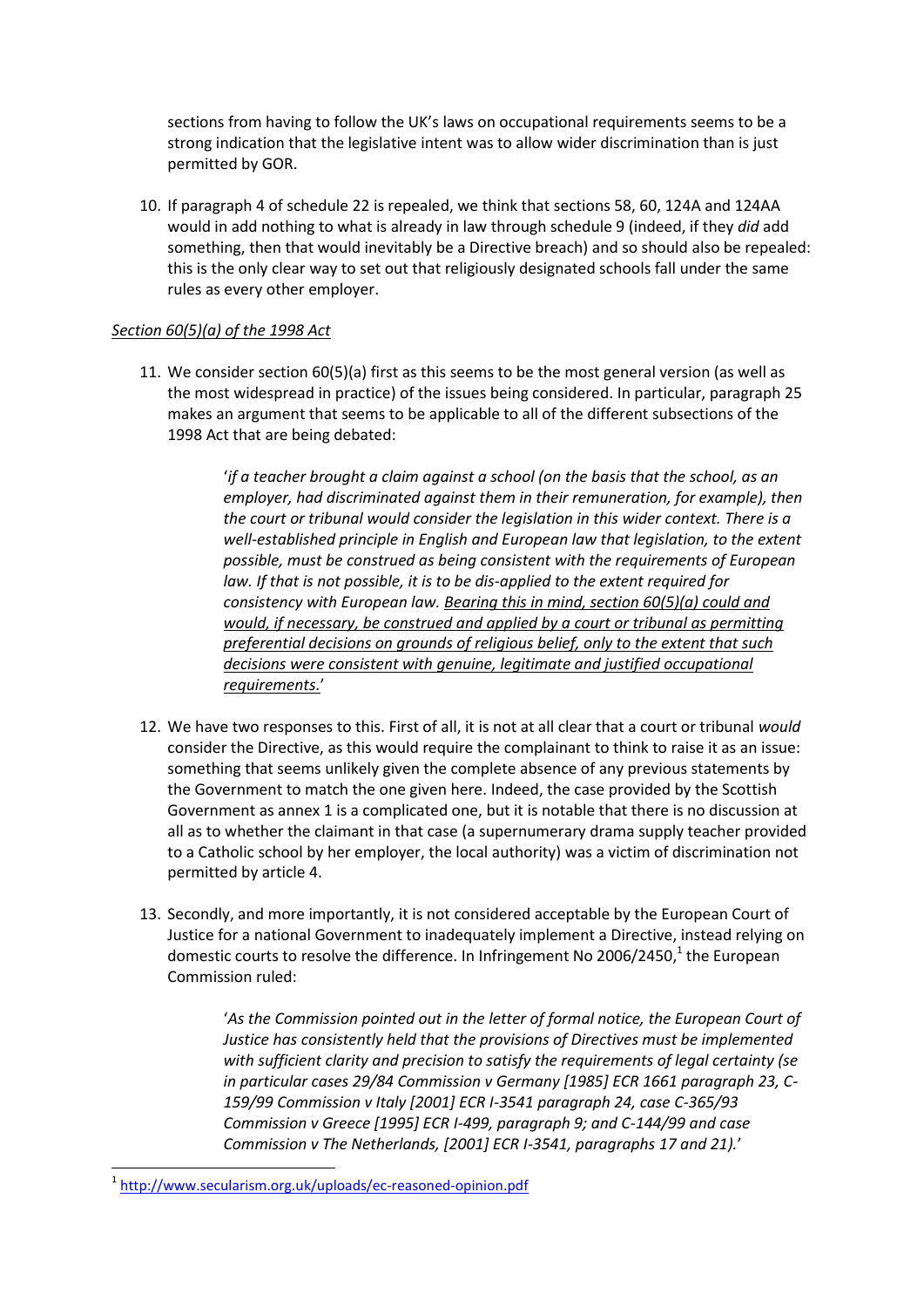sections from having to follow the UK's laws on occupational requirements seems to be a strong indication that the legislative intent was to allow wider discrimination than is just permitted by GOR.

10. If paragraph 4 of schedule 22 is repealed, we think that sections 58, 60, 124A and 124AA would in add nothing to what is already in law through schedule 9 (indeed, if they *did* add something, then that would inevitably be a Directive breach) and so should also be repealed: this is the only clear way to set out that religiously designated schools fall under the same rules as every other employer.

*Section 60(5)(a) of the 1998 Act*

11. We consider section 60(5)(a) first as this seems to be the most general version (as well as the most widespread in practice) of the issues being considered. In particular, paragraph 25 makes an argument that seems to be applicable to all of the different subsections of the 1998 Act that are being debated:

> '*if a teacher brought a claim against a school (on the basis that the school, as an employer, had discriminated against them in their remuneration, for example), then the court or tribunal would consider the legislation in this wider context. There is a well-established principle in English and European law that legislation, to the extent possible, must be construed as being consistent with the requirements of European law. If that is not possible, it is to be dis-applied to the extent required for consistency with European law. Bearing this in mind, section 60(5)(a) could and would, if necessary, be construed and applied by a court or tribunal as permitting preferential decisions on grounds of religious belief, only to the extent that such decisions were consistent with genuine, legitimate and justified occupational requirements.*'

12. We have two responses to this. First of all, it is not at all clear that a court or tribunal *would* consider the Directive, as this would require the complainant to think to raise it as an issue: something that seems unlikely given the complete absence of any previous statements by the Government to match the one given here. Indeed, the case provided by the Scottish Government as annex 1 is a complicated one, but it is notable that there is no discussion at all as to whether the claimant in that case (a supernumerary drama supply teacher provided to a Catholic school by her employer, the local authority) was a victim of discrimination not permitted by article 4.

13. Secondly, and more importantly, it is not considered acceptable by the European Court of Justice for a national Government to inadequately implement a Directive, instead relying on domestic courts to resolve the difference. In Infringement No 2006/2450,[1] the European Commission ruled:

> '*As the Commission pointed out in the letter of formal notice, the European Court of Justice has consistently held that the provisions of Directives must be implemented with sufficient clarity and precision to satisfy the requirements of legal certainty (se in particular cases 29/84 Commission v Germany [1985] ECR 1661 paragraph 23, C-159/99 Commission v Italy [2001] ECR I-3541 paragraph 24, case C-365/93 Commission v Greece [1995] ECR I-499, paragraph 9; and C-144/99 and case Commission v The Netherlands, [2001] ECR I-3541, paragraphs 17 and 21).*'

[1] http://www.secularism.org.uk/uploads/ec-reasoned-opinion.pdf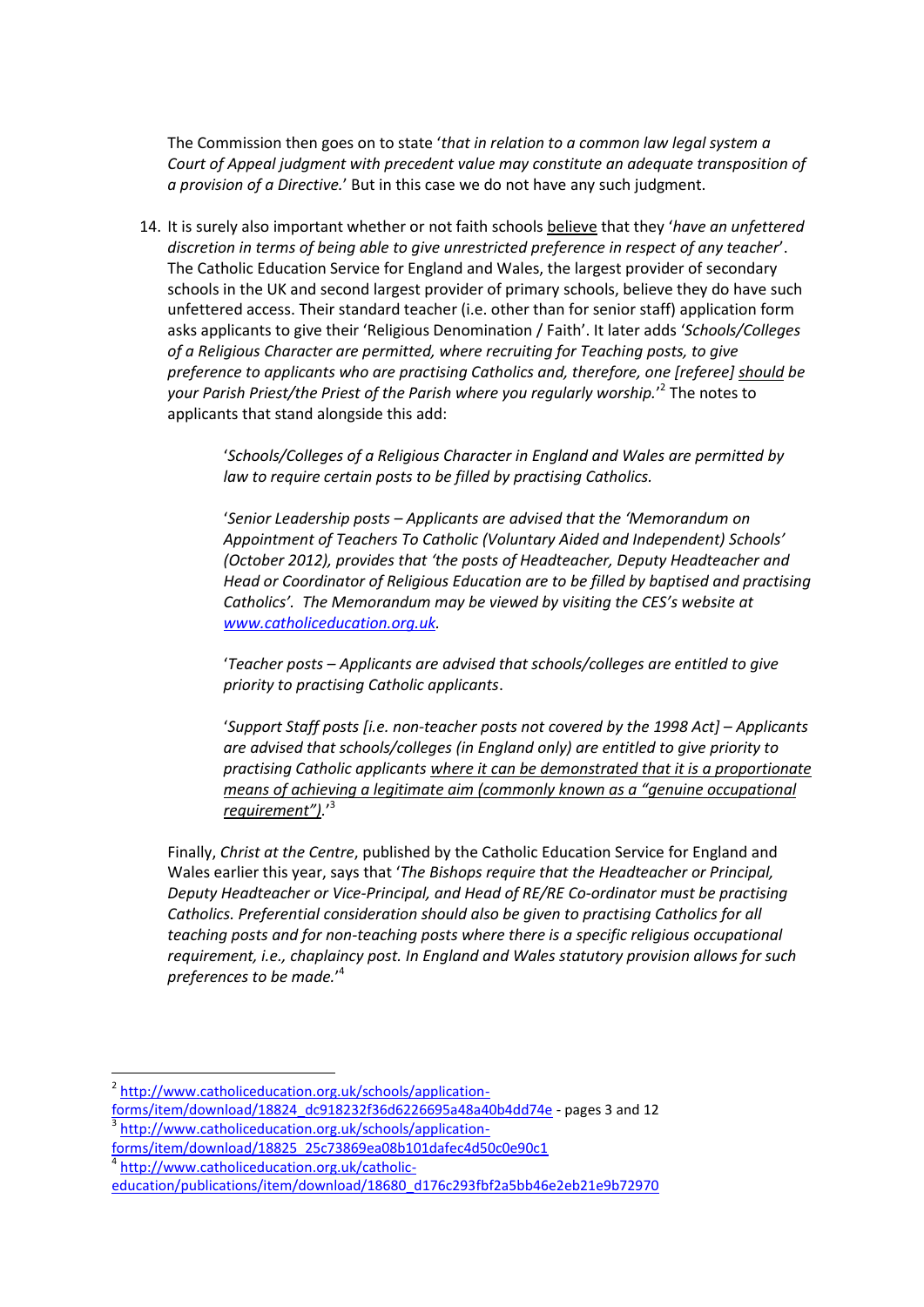The Commission then goes on to state '*that in relation to a common law legal system a Court of Appeal judgment with precedent value may constitute an adequate transposition of a provision of a Directive.*' But in this case we do not have any such judgment.

14. It is surely also important whether or not faith schools <u>believe</u> that they '*have an unfettered discretion in terms of being able to give unrestricted preference in respect of any teacher*'. The Catholic Education Service for England and Wales, the largest provider of secondary schools in the UK and second largest provider of primary schools, believe they do have such unfettered access. Their standard teacher (i.e. other than for senior staff) application form asks applicants to give their 'Religious Denomination / Faith'. It later adds '*Schools/Colleges of a Religious Character are permitted, where recruiting for Teaching posts, to give preference to applicants who are practising Catholics and, therefore, one [referee] <u>should</u> be your Parish Priest/the Priest of the Parish where you regularly worship.*'[2] The notes to applicants that stand alongside this add:

    '*Schools/Colleges of a Religious Character in England and Wales are permitted by law to require certain posts to be filled by practising Catholics.*

    '*Senior Leadership posts – Applicants are advised that the 'Memorandum on Appointment of Teachers To Catholic (Voluntary Aided and Independent) Schools' (October 2012), provides that 'the posts of Headteacher, Deputy Headteacher and Head or Coordinator of Religious Education are to be filled by baptised and practising Catholics'. The Memorandum may be viewed by visiting the CES's website at [www.catholiceducation.org.uk](www.catholiceducation.org.uk).*

    '*Teacher posts – Applicants are advised that schools/colleges are entitled to give priority to practising Catholic applicants*.

    '*Support Staff posts [i.e. non-teacher posts not covered by the 1998 Act] – Applicants are advised that schools/colleges (in England only) are entitled to give priority to practising Catholic applicants <u>where it can be demonstrated that it is a proportionate means of achieving a legitimate aim (commonly known as a "genuine occupational requirement")</u>.*'[3]

    Finally, *Christ at the Centre*, published by the Catholic Education Service for England and Wales earlier this year, says that '*The Bishops require that the Headteacher or Principal, Deputy Headteacher or Vice-Principal, and Head of RE/RE Co-ordinator must be practising Catholics. Preferential consideration should also be given to practising Catholics for all teaching posts and for non-teaching posts where there is a specific religious occupational requirement, i.e., chaplaincy post. In England and Wales statutory provision allows for such preferences to be made.*'[4]

---

[2] http://www.catholiceducation.org.uk/schools/application-forms/item/download/18824_dc918232f36d6226695a48a40b4dd74e - pages 3 and 12

[3] http://www.catholiceducation.org.uk/schools/application-forms/item/download/18825_25c73869ea08b101dafec4d50c0e90c1

[4] http://www.catholiceducation.org.uk/catholic-education/publications/item/download/18680_d176c293fbf2a5bb46e2eb21e9b72970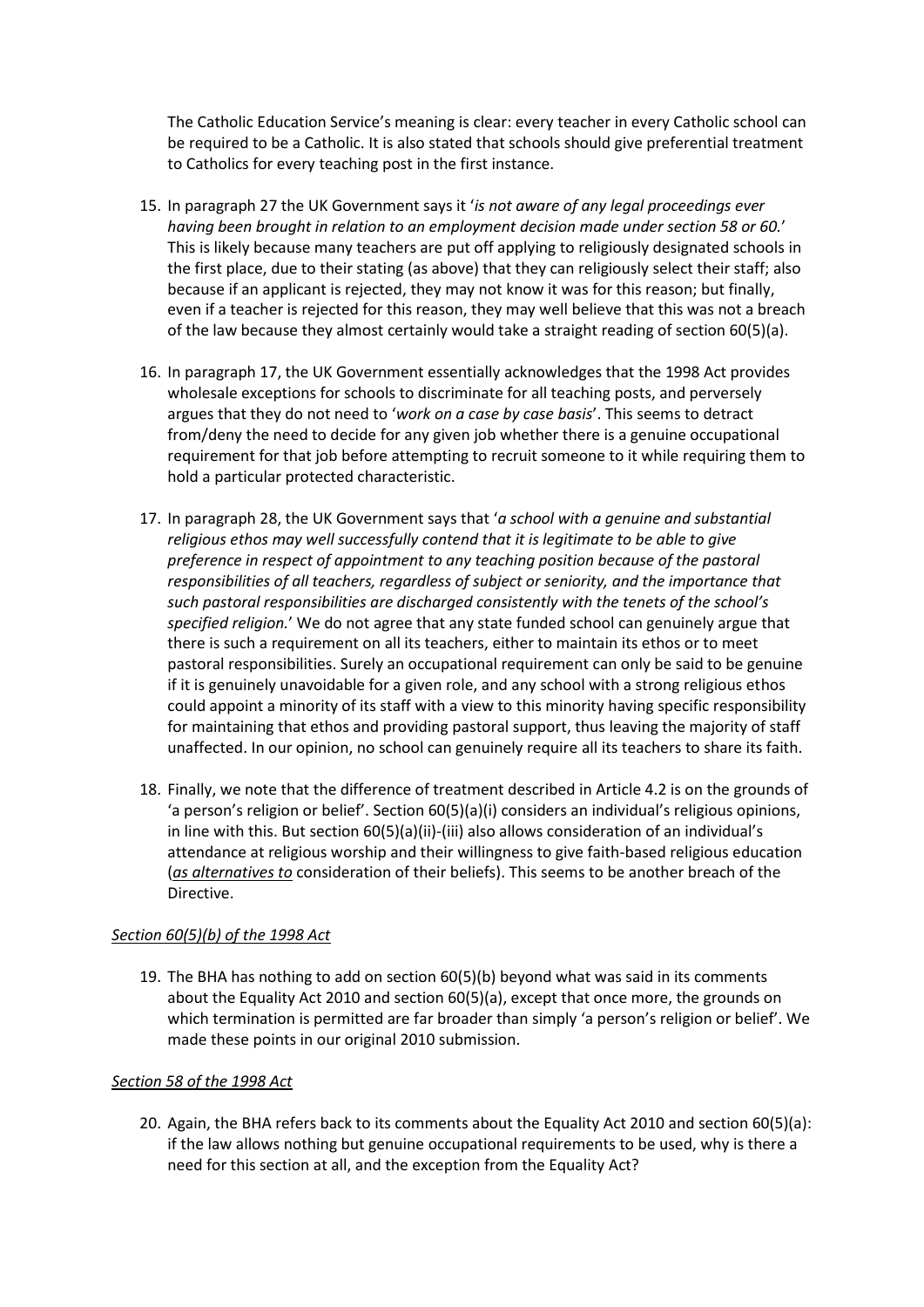The Catholic Education Service's meaning is clear: every teacher in every Catholic school can be required to be a Catholic. It is also stated that schools should give preferential treatment to Catholics for every teaching post in the first instance.

15. In paragraph 27 the UK Government says it '*is not aware of any legal proceedings ever having been brought in relation to an employment decision made under section 58 or 60.*' This is likely because many teachers are put off applying to religiously designated schools in the first place, due to their stating (as above) that they can religiously select their staff; also because if an applicant is rejected, they may not know it was for this reason; but finally, even if a teacher is rejected for this reason, they may well believe that this was not a breach of the law because they almost certainly would take a straight reading of section 60(5)(a).

16. In paragraph 17, the UK Government essentially acknowledges that the 1998 Act provides wholesale exceptions for schools to discriminate for all teaching posts, and perversely argues that they do not need to '*work on a case by case basis*'. This seems to detract from/deny the need to decide for any given job whether there is a genuine occupational requirement for that job before attempting to recruit someone to it while requiring them to hold a particular protected characteristic.

17. In paragraph 28, the UK Government says that '*a school with a genuine and substantial religious ethos may well successfully contend that it is legitimate to be able to give preference in respect of appointment to any teaching position because of the pastoral responsibilities of all teachers, regardless of subject or seniority, and the importance that such pastoral responsibilities are discharged consistently with the tenets of the school's specified religion.*' We do not agree that any state funded school can genuinely argue that there is such a requirement on all its teachers, either to maintain its ethos or to meet pastoral responsibilities. Surely an occupational requirement can only be said to be genuine if it is genuinely unavoidable for a given role, and any school with a strong religious ethos could appoint a minority of its staff with a view to this minority having specific responsibility for maintaining that ethos and providing pastoral support, thus leaving the majority of staff unaffected. In our opinion, no school can genuinely require all its teachers to share its faith.

18. Finally, we note that the difference of treatment described in Article 4.2 is on the grounds of 'a person's religion or belief'. Section 60(5)(a)(i) considers an individual's religious opinions, in line with this. But section 60(5)(a)(ii)-(iii) also allows consideration of an individual's attendance at religious worship and their willingness to give faith-based religious education (***<u>as alternatives to</u>*** consideration of their beliefs). This seems to be another breach of the Directive.

*<u>Section 60(5)(b) of the 1998 Act</u>*

19. The BHA has nothing to add on section 60(5)(b) beyond what was said in its comments about the Equality Act 2010 and section 60(5)(a), except that once more, the grounds on which termination is permitted are far broader than simply 'a person's religion or belief'. We made these points in our original 2010 submission.

*<u>Section 58 of the 1998 Act</u>*

20. Again, the BHA refers back to its comments about the Equality Act 2010 and section 60(5)(a): if the law allows nothing but genuine occupational requirements to be used, why is there a need for this section at all, and the exception from the Equality Act?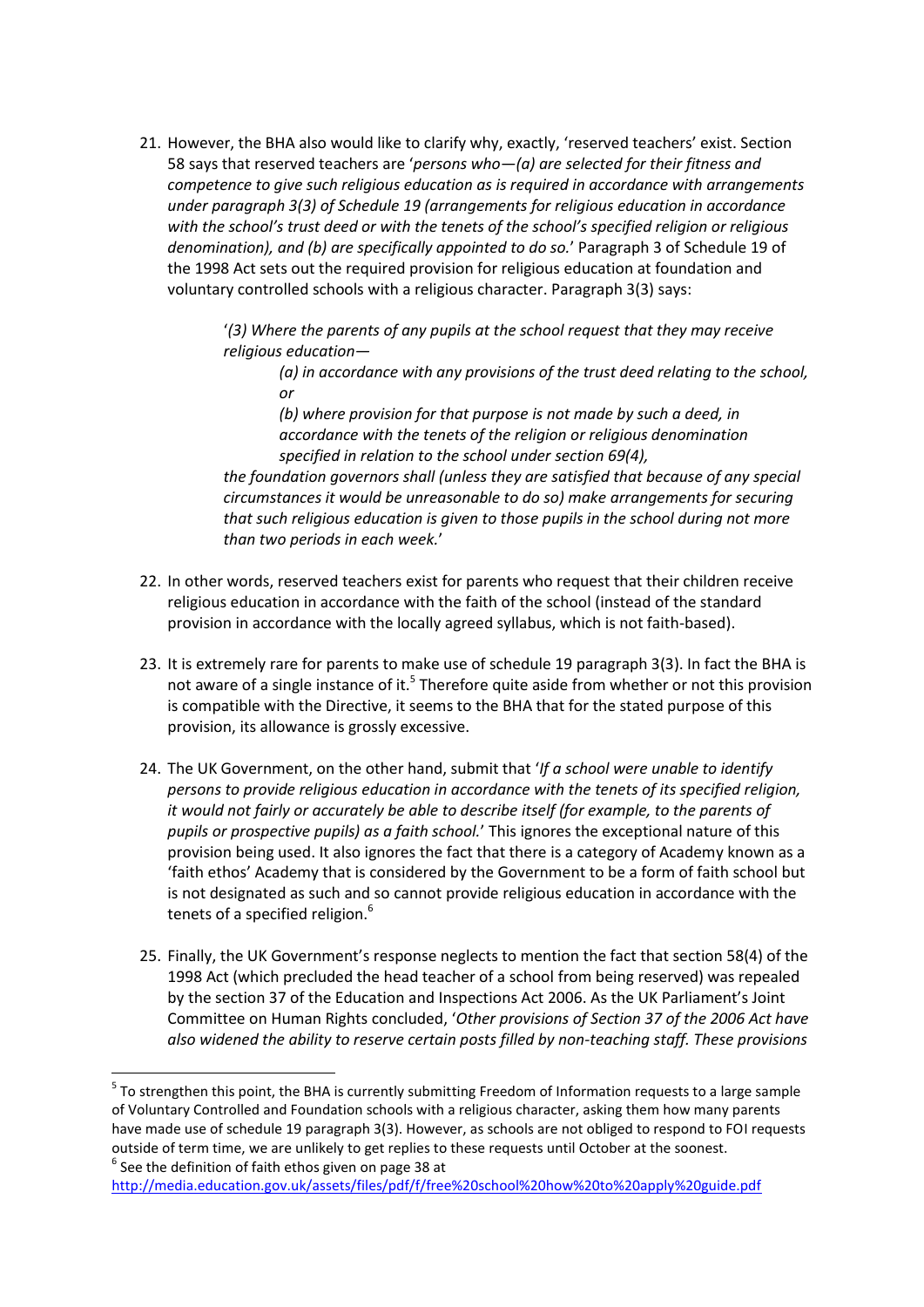21. However, the BHA also would like to clarify why, exactly, 'reserved teachers' exist. Section 58 says that reserved teachers are '*persons who—(a) are selected for their fitness and competence to give such religious education as is required in accordance with arrangements under paragraph 3(3) of Schedule 19 (arrangements for religious education in accordance with the school's trust deed or with the tenets of the school's specified religion or religious denomination), and (b) are specifically appointed to do so.*' Paragraph 3 of Schedule 19 of the 1998 Act sets out the required provision for religious education at foundation and voluntary controlled schools with a religious character. Paragraph 3(3) says:

> '*(3) Where the parents of any pupils at the school request that they may receive religious education—*
>
> > *(a) in accordance with any provisions of the trust deed relating to the school, or*
> >
> > *(b) where provision for that purpose is not made by such a deed, in accordance with the tenets of the religion or religious denomination specified in relation to the school under section 69(4),*
>
> *the foundation governors shall (unless they are satisfied that because of any special circumstances it would be unreasonable to do so) make arrangements for securing that such religious education is given to those pupils in the school during not more than two periods in each week.*'

22. In other words, reserved teachers exist for parents who request that their children receive religious education in accordance with the faith of the school (instead of the standard provision in accordance with the locally agreed syllabus, which is not faith-based).

23. It is extremely rare for parents to make use of schedule 19 paragraph 3(3). In fact the BHA is not aware of a single instance of it.[5] Therefore quite aside from whether or not this provision is compatible with the Directive, it seems to the BHA that for the stated purpose of this provision, its allowance is grossly excessive.

24. The UK Government, on the other hand, submit that '*If a school were unable to identify persons to provide religious education in accordance with the tenets of its specified religion, it would not fairly or accurately be able to describe itself (for example, to the parents of pupils or prospective pupils) as a faith school.*' This ignores the exceptional nature of this provision being used. It also ignores the fact that there is a category of Academy known as a 'faith ethos' Academy that is considered by the Government to be a form of faith school but is not designated as such and so cannot provide religious education in accordance with the tenets of a specified religion.[6]

25. Finally, the UK Government's response neglects to mention the fact that section 58(4) of the 1998 Act (which precluded the head teacher of a school from being reserved) was repealed by the section 37 of the Education and Inspections Act 2006. As the UK Parliament's Joint Committee on Human Rights concluded, '*Other provisions of Section 37 of the 2006 Act have also widened the ability to reserve certain posts filled by non-teaching staff. These provisions*

---

[5] To strengthen this point, the BHA is currently submitting Freedom of Information requests to a large sample of Voluntary Controlled and Foundation schools with a religious character, asking them how many parents have made use of schedule 19 paragraph 3(3). However, as schools are not obliged to respond to FOI requests outside of term time, we are unlikely to get replies to these requests until October at the soonest.

[6] See the definition of faith ethos given on page 38 at http://media.education.gov.uk/assets/files/pdf/f/free%20school%20how%20to%20apply%20guide.pdf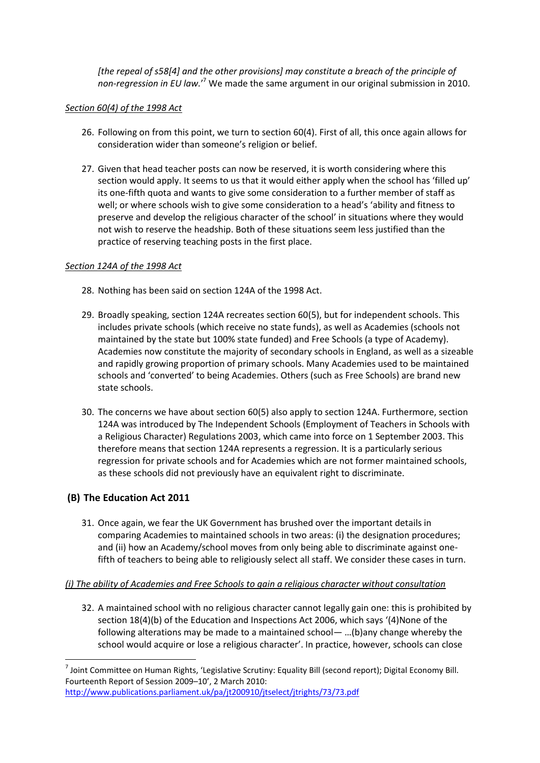*[the repeal of s58[4] and the other provisions] may constitute a breach of the principle of non-regression in EU law.*'[7] We made the same argument in our original submission in 2010.

*Section 60(4) of the 1998 Act*

26. Following on from this point, we turn to section 60(4). First of all, this once again allows for consideration wider than someone's religion or belief.

27. Given that head teacher posts can now be reserved, it is worth considering where this section would apply. It seems to us that it would either apply when the school has 'filled up' its one-fifth quota and wants to give some consideration to a further member of staff as well; or where schools wish to give some consideration to a head's 'ability and fitness to preserve and develop the religious character of the school' in situations where they would not wish to reserve the headship. Both of these situations seem less justified than the practice of reserving teaching posts in the first place.

*Section 124A of the 1998 Act*

28. Nothing has been said on section 124A of the 1998 Act.

29. Broadly speaking, section 124A recreates section 60(5), but for independent schools. This includes private schools (which receive no state funds), as well as Academies (schools not maintained by the state but 100% state funded) and Free Schools (a type of Academy). Academies now constitute the majority of secondary schools in England, as well as a sizeable and rapidly growing proportion of primary schools. Many Academies used to be maintained schools and 'converted' to being Academies. Others (such as Free Schools) are brand new state schools.

30. The concerns we have about section 60(5) also apply to section 124A. Furthermore, section 124A was introduced by The Independent Schools (Employment of Teachers in Schools with a Religious Character) Regulations 2003, which came into force on 1 September 2003. This therefore means that section 124A represents a regression. It is a particularly serious regression for private schools and for Academies which are not former maintained schools, as these schools did not previously have an equivalent right to discriminate.

## (B) The Education Act 2011

31. Once again, we fear the UK Government has brushed over the important details in comparing Academies to maintained schools in two areas: (i) the designation procedures; and (ii) how an Academy/school moves from only being able to discriminate against one-fifth of teachers to being able to religiously select all staff. We consider these cases in turn.

*(i) The ability of Academies and Free Schools to gain a religious character without consultation*

32. A maintained school with no religious character cannot legally gain one: this is prohibited by section 18(4)(b) of the Education and Inspections Act 2006, which says '(4)None of the following alterations may be made to a maintained school— …(b)any change whereby the school would acquire or lose a religious character'. In practice, however, schools can close

[7] Joint Committee on Human Rights, 'Legislative Scrutiny: Equality Bill (second report); Digital Economy Bill. Fourteenth Report of Session 2009–10', 2 March 2010: http://www.publications.parliament.uk/pa/jt200910/jtselect/jtrights/73/73.pdf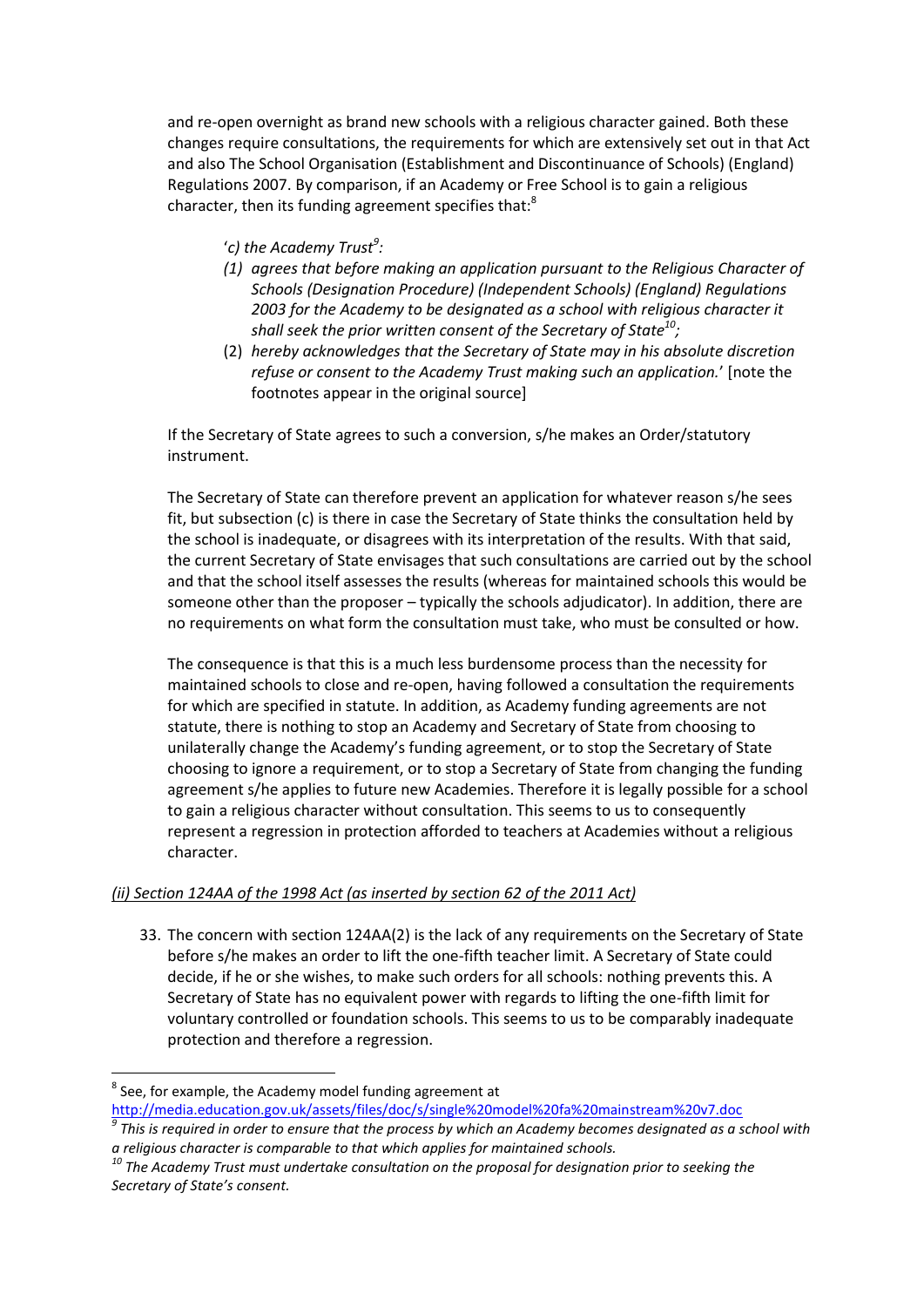and re-open overnight as brand new schools with a religious character gained. Both these changes require consultations, the requirements for which are extensively set out in that Act and also The School Organisation (Establishment and Discontinuance of Schools) (England) Regulations 2007. By comparison, if an Academy or Free School is to gain a religious character, then its funding agreement specifies that:[8]

> '*c) the Academy Trust*[9]*:*
>
> *(1) agrees that before making an application pursuant to the Religious Character of Schools (Designation Procedure) (Independent Schools) (England) Regulations 2003 for the Academy to be designated as a school with religious character it shall seek the prior written consent of the Secretary of State*[10]*;*
>
> (2) *hereby acknowledges that the Secretary of State may in his absolute discretion refuse or consent to the Academy Trust making such an application.*' [note the footnotes appear in the original source]

If the Secretary of State agrees to such a conversion, s/he makes an Order/statutory instrument.

The Secretary of State can therefore prevent an application for whatever reason s/he sees fit, but subsection (c) is there in case the Secretary of State thinks the consultation held by the school is inadequate, or disagrees with its interpretation of the results. With that said, the current Secretary of State envisages that such consultations are carried out by the school and that the school itself assesses the results (whereas for maintained schools this would be someone other than the proposer – typically the schools adjudicator). In addition, there are no requirements on what form the consultation must take, who must be consulted or how.

The consequence is that this is a much less burdensome process than the necessity for maintained schools to close and re-open, having followed a consultation the requirements for which are specified in statute. In addition, as Academy funding agreements are not statute, there is nothing to stop an Academy and Secretary of State from choosing to unilaterally change the Academy's funding agreement, or to stop the Secretary of State choosing to ignore a requirement, or to stop a Secretary of State from changing the funding agreement s/he applies to future new Academies. Therefore it is legally possible for a school to gain a religious character without consultation. This seems to us to consequently represent a regression in protection afforded to teachers at Academies without a religious character.

*(ii) Section 124AA of the 1998 Act (as inserted by section 62 of the 2011 Act)*

33. The concern with section 124AA(2) is the lack of any requirements on the Secretary of State before s/he makes an order to lift the one-fifth teacher limit. A Secretary of State could decide, if he or she wishes, to make such orders for all schools: nothing prevents this. A Secretary of State has no equivalent power with regards to lifting the one-fifth limit for voluntary controlled or foundation schools. This seems to us to be comparably inadequate protection and therefore a regression.

---

[8] See, for example, the Academy model funding agreement at http://media.education.gov.uk/assets/files/doc/s/single%20model%20fa%20mainstream%20v7.doc

[9] *This is required in order to ensure that the process by which an Academy becomes designated as a school with a religious character is comparable to that which applies for maintained schools.*

[10] *The Academy Trust must undertake consultation on the proposal for designation prior to seeking the Secretary of State's consent.*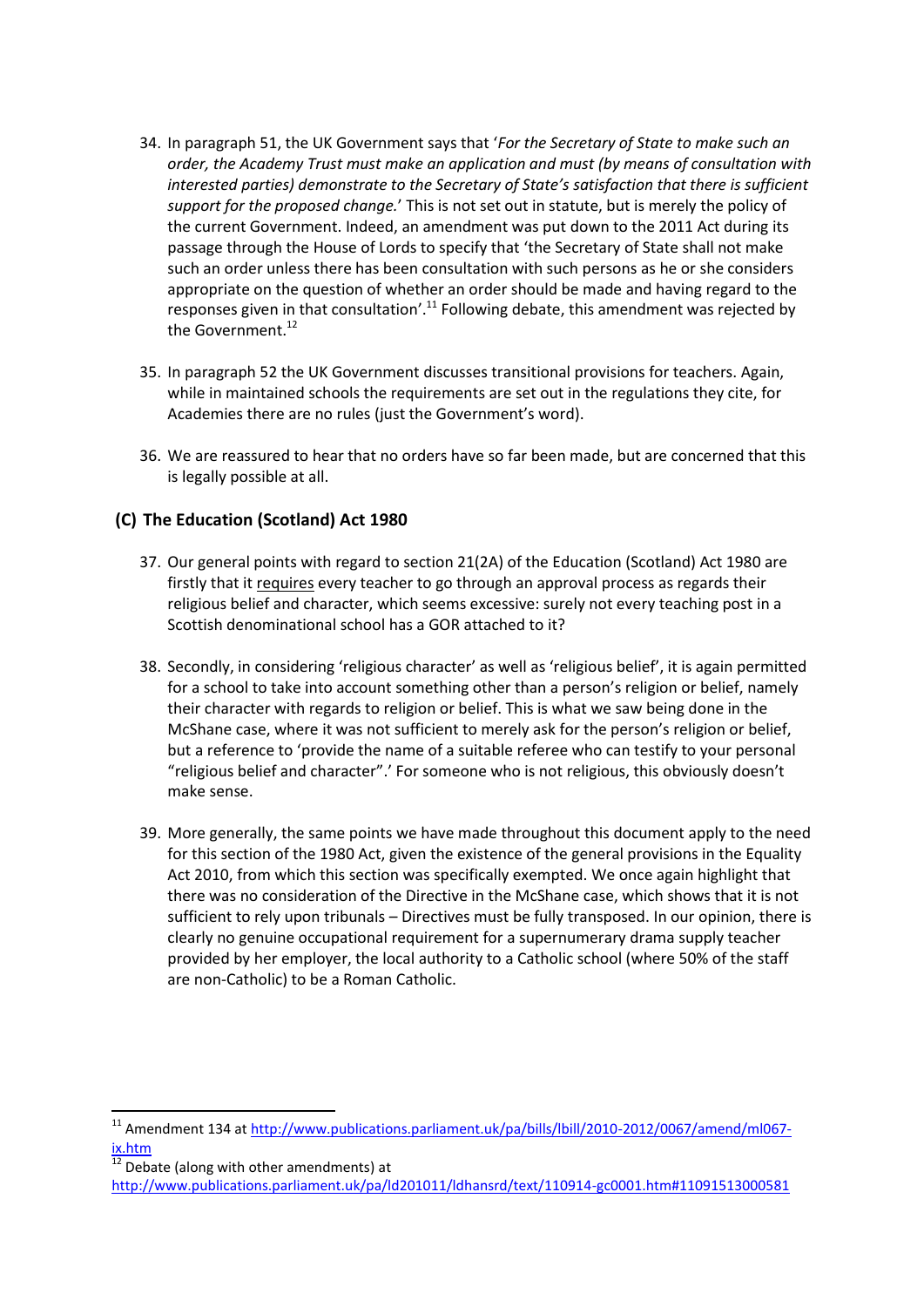34. In paragraph 51, the UK Government says that '*For the Secretary of State to make such an order, the Academy Trust must make an application and must (by means of consultation with interested parties) demonstrate to the Secretary of State's satisfaction that there is sufficient support for the proposed change.*' This is not set out in statute, but is merely the policy of the current Government. Indeed, an amendment was put down to the 2011 Act during its passage through the House of Lords to specify that 'the Secretary of State shall not make such an order unless there has been consultation with such persons as he or she considers appropriate on the question of whether an order should be made and having regard to the responses given in that consultation'.[11] Following debate, this amendment was rejected by the Government.[12]

35. In paragraph 52 the UK Government discusses transitional provisions for teachers. Again, while in maintained schools the requirements are set out in the regulations they cite, for Academies there are no rules (just the Government's word).

36. We are reassured to hear that no orders have so far been made, but are concerned that this is legally possible at all.

### (C) The Education (Scotland) Act 1980

37. Our general points with regard to section 21(2A) of the Education (Scotland) Act 1980 are firstly that it requires every teacher to go through an approval process as regards their religious belief and character, which seems excessive: surely not every teaching post in a Scottish denominational school has a GOR attached to it?

38. Secondly, in considering 'religious character' as well as 'religious belief', it is again permitted for a school to take into account something other than a person's religion or belief, namely their character with regards to religion or belief. This is what we saw being done in the McShane case, where it was not sufficient to merely ask for the person's religion or belief, but a reference to 'provide the name of a suitable referee who can testify to your personal "religious belief and character".' For someone who is not religious, this obviously doesn't make sense.

39. More generally, the same points we have made throughout this document apply to the need for this section of the 1980 Act, given the existence of the general provisions in the Equality Act 2010, from which this section was specifically exempted. We once again highlight that there was no consideration of the Directive in the McShane case, which shows that it is not sufficient to rely upon tribunals – Directives must be fully transposed. In our opinion, there is clearly no genuine occupational requirement for a supernumerary drama supply teacher provided by her employer, the local authority to a Catholic school (where 50% of the staff are non-Catholic) to be a Roman Catholic.

---

[11] Amendment 134 at http://www.publications.parliament.uk/pa/bills/lbill/2010-2012/0067/amend/ml067-ix.htm

[12] Debate (along with other amendments) at http://www.publications.parliament.uk/pa/ld201011/ldhansrd/text/110914-gc0001.htm#11091513000581